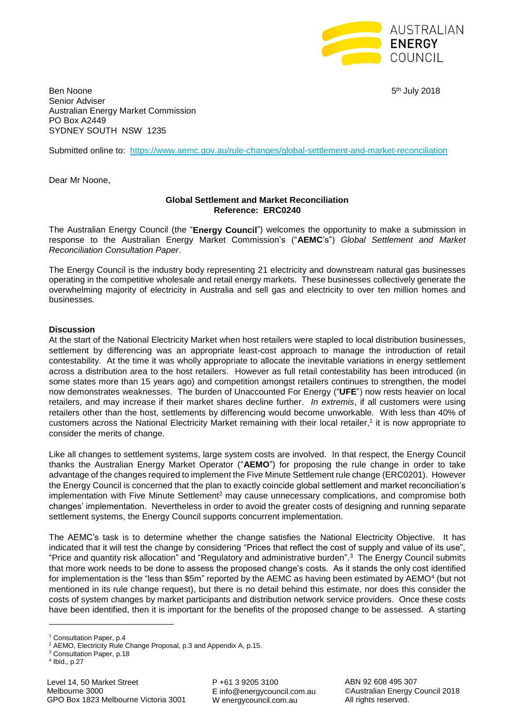AUSTRALIAN **ENERGY** COUNCIL

Ben Noone
Senior Adviser
Australian Energy Market Commission
PO Box A2449
SYDNEY SOUTH NSW 1235

5th July 2018

Submitted online to: https://www.aemc.gov.au/rule-changes/global-settlement-and-market-reconciliation

Dear Mr Noone,

**Global Settlement and Market Reconciliation**
**Reference: ERC0240**

The Australian Energy Council (the "**Energy Council**") welcomes the opportunity to make a submission in response to the Australian Energy Market Commission's ("**AEMC**'s") *Global Settlement and Market Reconciliation Consultation Paper*.

The Energy Council is the industry body representing 21 electricity and downstream natural gas businesses operating in the competitive wholesale and retail energy markets. These businesses collectively generate the overwhelming majority of electricity in Australia and sell gas and electricity to over ten million homes and businesses.

**Discussion**

At the start of the National Electricity Market when host retailers were stapled to local distribution businesses, settlement by differencing was an appropriate least-cost approach to manage the introduction of retail contestability. At the time it was wholly appropriate to allocate the inevitable variations in energy settlement across a distribution area to the host retailers. However as full retail contestability has been introduced (in some states more than 15 years ago) and competition amongst retailers continues to strengthen, the model now demonstrates weaknesses. The burden of Unaccounted For Energy ("**UFE**") now rests heavier on local retailers, and may increase if their market shares decline further. *In extremis*, if all customers were using retailers other than the host, settlements by differencing would become unworkable. With less than 40% of customers across the National Electricity Market remaining with their local retailer,[1] it is now appropriate to consider the merits of change.

Like all changes to settlement systems, large system costs are involved. In that respect, the Energy Council thanks the Australian Energy Market Operator ("**AEMO**") for proposing the rule change in order to take advantage of the changes required to implement the Five Minute Settlement rule change (ERC0201). However the Energy Council is concerned that the plan to exactly coincide global settlement and market reconciliation's implementation with Five Minute Settlement[2] may cause unnecessary complications, and compromise both changes' implementation. Nevertheless in order to avoid the greater costs of designing and running separate settlement systems, the Energy Council supports concurrent implementation.

The AEMC's task is to determine whether the change satisfies the National Electricity Objective. It has indicated that it will test the change by considering "Prices that reflect the cost of supply and value of its use", "Price and quantity risk allocation" and "Regulatory and administrative burden".[3] The Energy Council submits that more work needs to be done to assess the proposed change's costs. As it stands the only cost identified for implementation is the "less than $5m" reported by the AEMC as having been estimated by AEMO[4] (but not mentioned in its rule change request), but there is no detail behind this estimate, nor does this consider the costs of system changes by market participants and distribution network service providers. Once these costs have been identified, then it is important for the benefits of the proposed change to be assessed. A starting

[1] Consultation Paper, p.4
[2] AEMO, Electricity Rule Change Proposal, p.3 and Appendix A, p.15.
[3] Consultation Paper, p.18
[4] Ibid., p.27

Level 14, 50 Market Street
Melbourne 3000
GPO Box 1823 Melbourne Victoria 3001

P +61 3 9205 3100
E info@energycouncil.com.au
W energycouncil.com.au

ABN 92 608 495 307
©Australian Energy Council 2018
All rights reserved.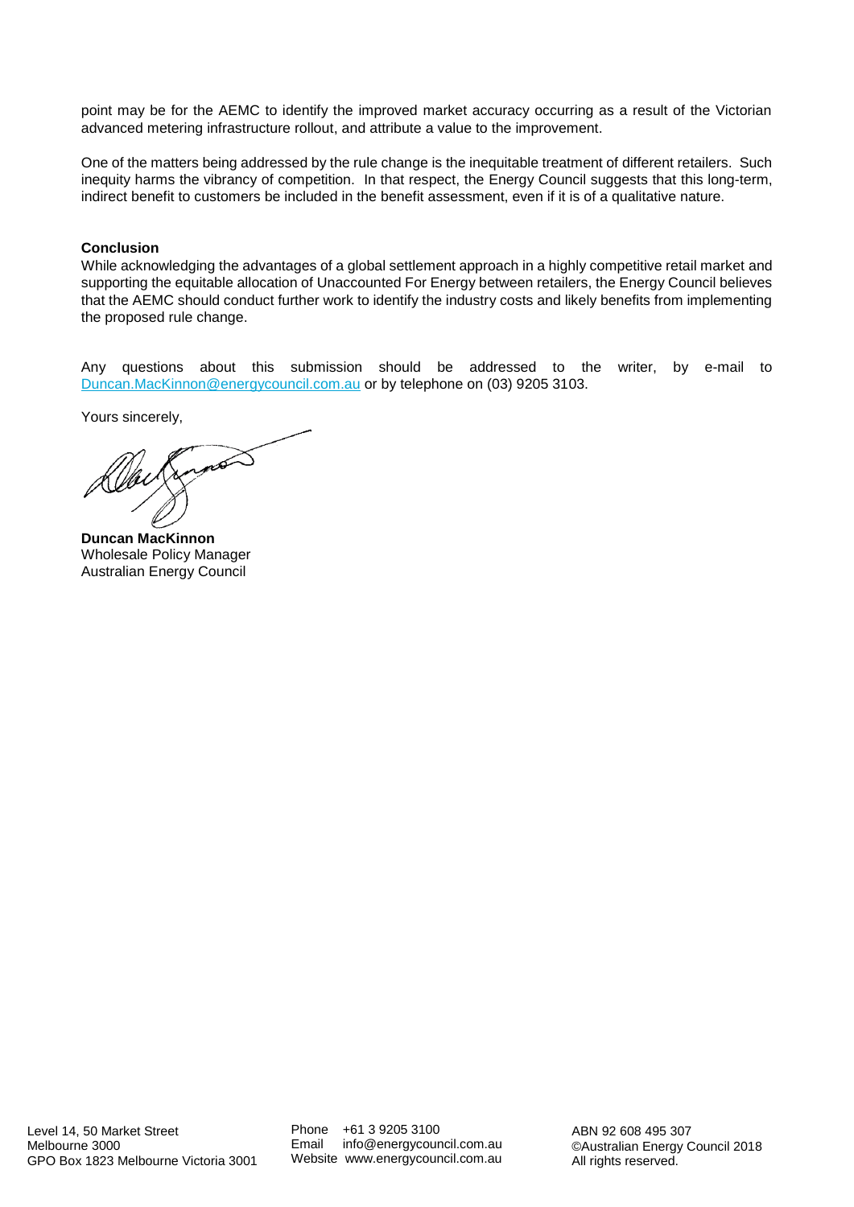point may be for the AEMC to identify the improved market accuracy occurring as a result of the Victorian advanced metering infrastructure rollout, and attribute a value to the improvement.

One of the matters being addressed by the rule change is the inequitable treatment of different retailers. Such inequity harms the vibrancy of competition. In that respect, the Energy Council suggests that this long-term, indirect benefit to customers be included in the benefit assessment, even if it is of a qualitative nature.

**Conclusion**

While acknowledging the advantages of a global settlement approach in a highly competitive retail market and supporting the equitable allocation of Unaccounted For Energy between retailers, the Energy Council believes that the AEMC should conduct further work to identify the industry costs and likely benefits from implementing the proposed rule change.

Any questions about this submission should be addressed to the writer, by e-mail to Duncan.MacKinnon@energycouncil.com.au or by telephone on (03) 9205 3103.

Yours sincerely,

**Duncan MacKinnon**
Wholesale Policy Manager
Australian Energy Council

Level 14, 50 Market Street
Melbourne 3000
GPO Box 1823 Melbourne Victoria 3001

Phone +61 3 9205 3100
Email info@energycouncil.com.au
Website www.energycouncil.com.au

ABN 92 608 495 307
©Australian Energy Council 2018
All rights reserved.